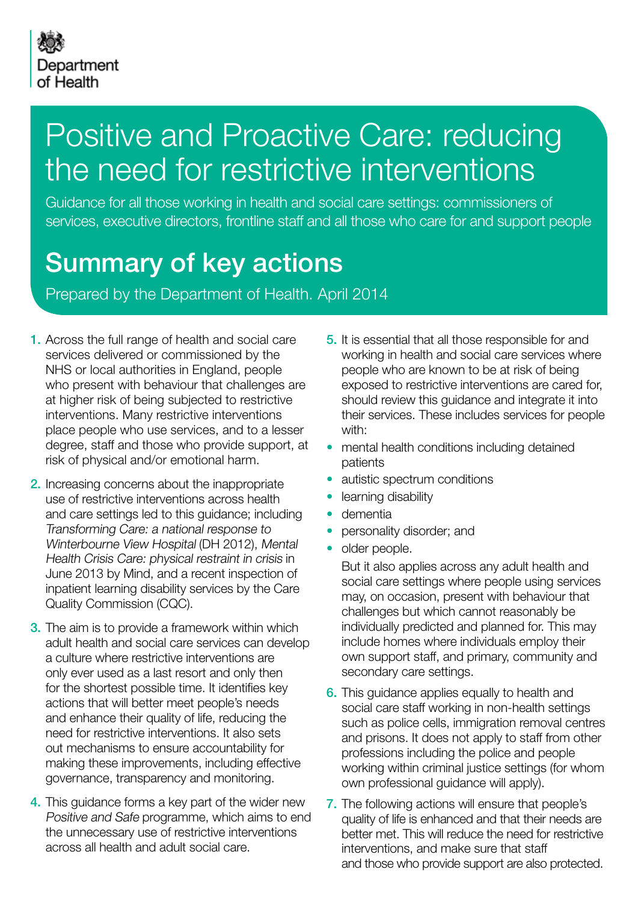Department of Health

# Positive and Proactive Care: reducing the need for restrictive interventions

Guidance for all those working in health and social care settings: commissioners of services, executive directors, frontline staff and all those who care for and support people

## Summary of key actions

Prepared by the Department of Health. April 2014

1. Across the full range of health and social care services delivered or commissioned by the NHS or local authorities in England, people who present with behaviour that challenges are at higher risk of being subjected to restrictive interventions. Many restrictive interventions place people who use services, and to a lesser degree, staff and those who provide support, at risk of physical and/or emotional harm.

2. Increasing concerns about the inappropriate use of restrictive interventions across health and care settings led to this guidance; including *Transforming Care: a national response to Winterbourne View Hospital* (DH 2012), *Mental Health Crisis Care: physical restraint in crisis* in June 2013 by Mind, and a recent inspection of inpatient learning disability services by the Care Quality Commission (CQC).

3. The aim is to provide a framework within which adult health and social care services can develop a culture where restrictive interventions are only ever used as a last resort and only then for the shortest possible time. It identifies key actions that will better meet people's needs and enhance their quality of life, reducing the need for restrictive interventions. It also sets out mechanisms to ensure accountability for making these improvements, including effective governance, transparency and monitoring.

4. This guidance forms a key part of the wider new *Positive and Safe* programme, which aims to end the unnecessary use of restrictive interventions across all health and adult social care.

5. It is essential that all those responsible for and working in health and social care services where people who are known to be at risk of being exposed to restrictive interventions are cared for, should review this guidance and integrate it into their services. These includes services for people with:

   - mental health conditions including detained patients
   - autistic spectrum conditions
   - learning disability
   - dementia
   - personality disorder; and
   - older people.

   But it also applies across any adult health and social care settings where people using services may, on occasion, present with behaviour that challenges but which cannot reasonably be individually predicted and planned for. This may include homes where individuals employ their own support staff, and primary, community and secondary care settings.

6. This guidance applies equally to health and social care staff working in non-health settings such as police cells, immigration removal centres and prisons. It does not apply to staff from other professions including the police and people working within criminal justice settings (for whom own professional guidance will apply).

7. The following actions will ensure that people's quality of life is enhanced and that their needs are better met. This will reduce the need for restrictive interventions, and make sure that staff and those who provide support are also protected.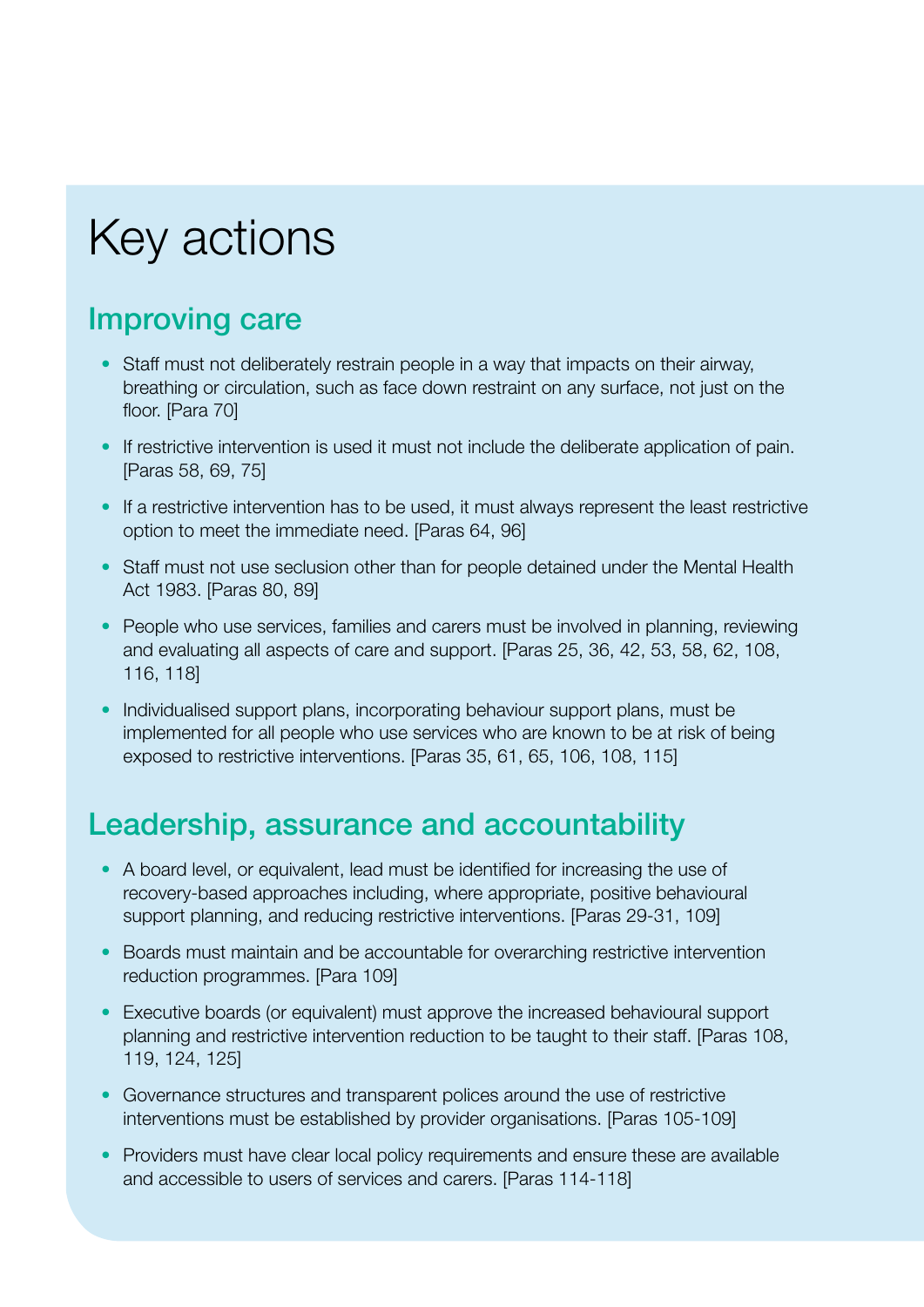# Key actions

## Improving care

- Staff must not deliberately restrain people in a way that impacts on their airway, breathing or circulation, such as face down restraint on any surface, not just on the floor. [Para 70]
- If restrictive intervention is used it must not include the deliberate application of pain. [Paras 58, 69, 75]
- If a restrictive intervention has to be used, it must always represent the least restrictive option to meet the immediate need. [Paras 64, 96]
- Staff must not use seclusion other than for people detained under the Mental Health Act 1983. [Paras 80, 89]
- People who use services, families and carers must be involved in planning, reviewing and evaluating all aspects of care and support. [Paras 25, 36, 42, 53, 58, 62, 108, 116, 118]
- Individualised support plans, incorporating behaviour support plans, must be implemented for all people who use services who are known to be at risk of being exposed to restrictive interventions. [Paras 35, 61, 65, 106, 108, 115]

## Leadership, assurance and accountability

- A board level, or equivalent, lead must be identified for increasing the use of recovery-based approaches including, where appropriate, positive behavioural support planning, and reducing restrictive interventions. [Paras 29-31, 109]
- Boards must maintain and be accountable for overarching restrictive intervention reduction programmes. [Para 109]
- Executive boards (or equivalent) must approve the increased behavioural support planning and restrictive intervention reduction to be taught to their staff. [Paras 108, 119, 124, 125]
- Governance structures and transparent polices around the use of restrictive interventions must be established by provider organisations. [Paras 105-109]
- Providers must have clear local policy requirements and ensure these are available and accessible to users of services and carers. [Paras 114-118]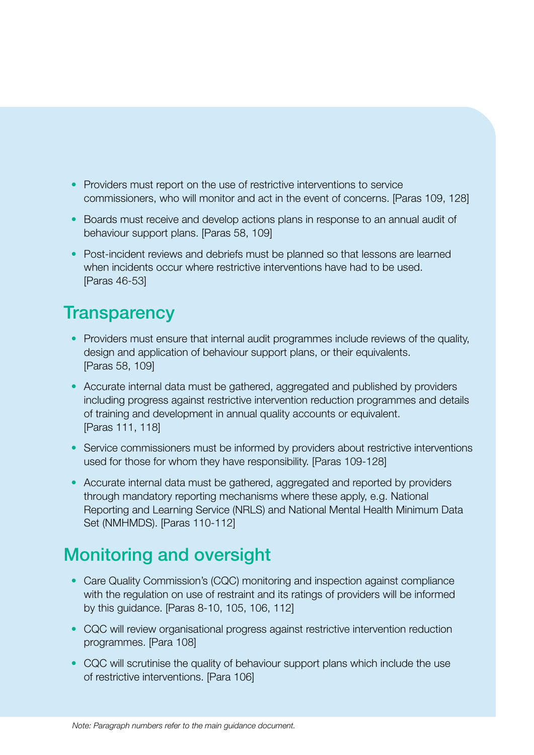- Providers must report on the use of restrictive interventions to service commissioners, who will monitor and act in the event of concerns. [Paras 109, 128]
- Boards must receive and develop actions plans in response to an annual audit of behaviour support plans. [Paras 58, 109]
- Post-incident reviews and debriefs must be planned so that lessons are learned when incidents occur where restrictive interventions have had to be used. [Paras 46-53]

## Transparency

- Providers must ensure that internal audit programmes include reviews of the quality, design and application of behaviour support plans, or their equivalents. [Paras 58, 109]
- Accurate internal data must be gathered, aggregated and published by providers including progress against restrictive intervention reduction programmes and details of training and development in annual quality accounts or equivalent. [Paras 111, 118]
- Service commissioners must be informed by providers about restrictive interventions used for those for whom they have responsibility. [Paras 109-128]
- Accurate internal data must be gathered, aggregated and reported by providers through mandatory reporting mechanisms where these apply, e.g. National Reporting and Learning Service (NRLS) and National Mental Health Minimum Data Set (NMHMDS). [Paras 110-112]

## Monitoring and oversight

- Care Quality Commission's (CQC) monitoring and inspection against compliance with the regulation on use of restraint and its ratings of providers will be informed by this guidance. [Paras 8-10, 105, 106, 112]
- CQC will review organisational progress against restrictive intervention reduction programmes. [Para 108]
- CQC will scrutinise the quality of behaviour support plans which include the use of restrictive interventions. [Para 106]

*Note: Paragraph numbers refer to the main guidance document.*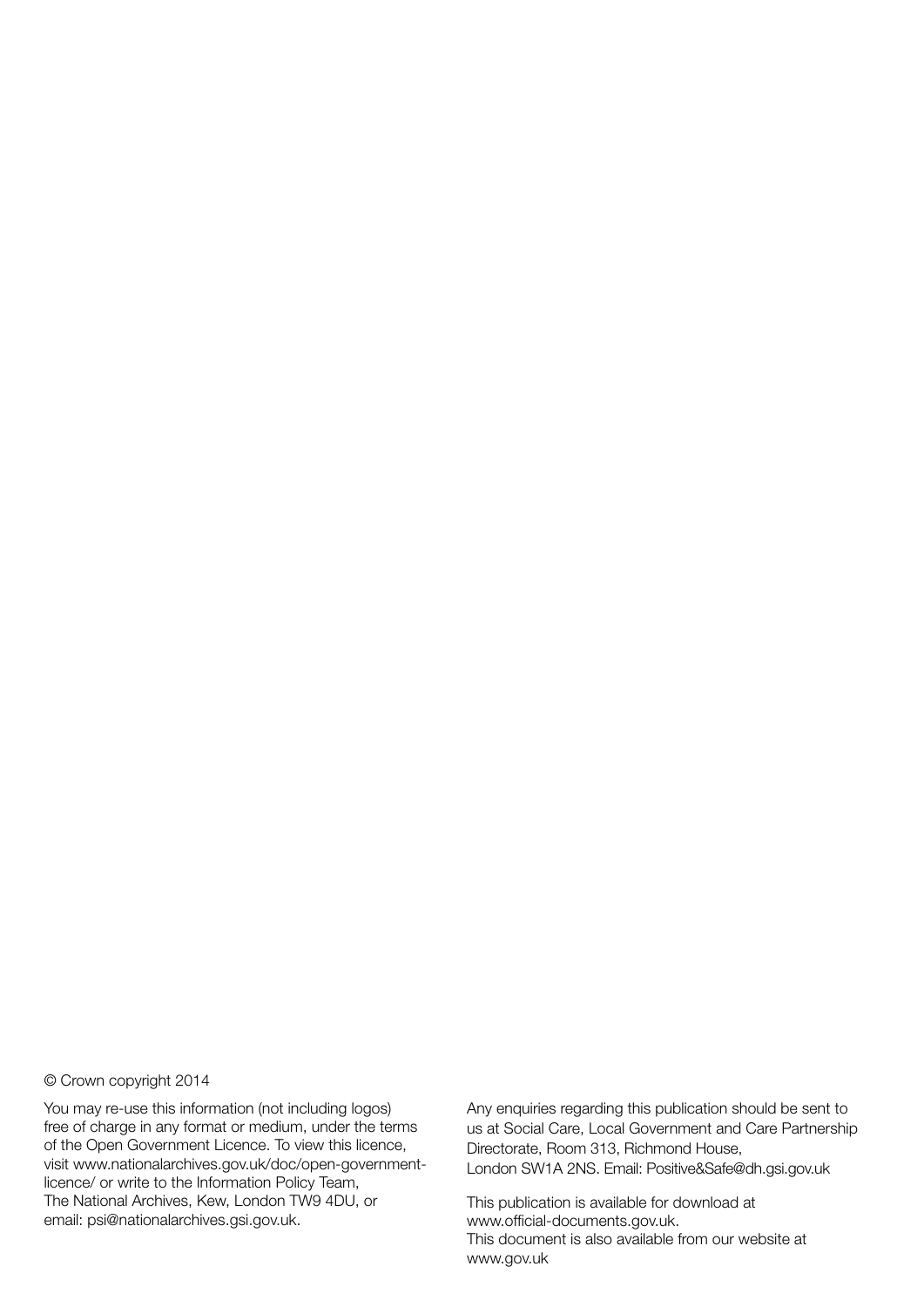© Crown copyright 2014

You may re-use this information (not including logos) free of charge in any format or medium, under the terms of the Open Government Licence. To view this licence, visit www.nationalarchives.gov.uk/doc/open-government-licence/ or write to the Information Policy Team, The National Archives, Kew, London TW9 4DU, or email: psi@nationalarchives.gsi.gov.uk.

Any enquiries regarding this publication should be sent to us at Social Care, Local Government and Care Partnership Directorate, Room 313, Richmond House, London SW1A 2NS. Email: Positive&Safe@dh.gsi.gov.uk

This publication is available for download at www.official-documents.gov.uk.
This document is also available from our website at www.gov.uk